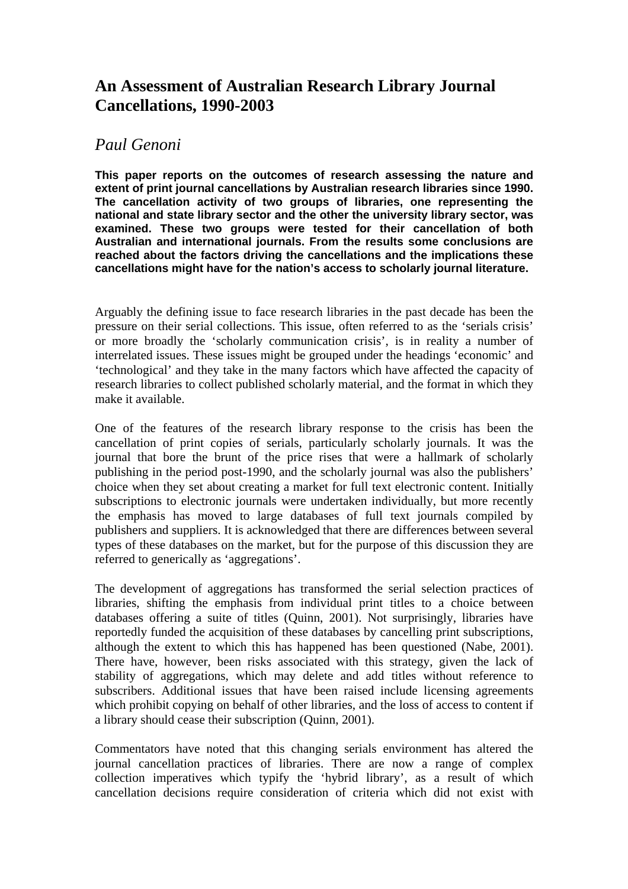# An Assessment of Australian Research Library Journal Cancellations, 1990-2003

*Paul Genoni*

**This paper reports on the outcomes of research assessing the nature and extent of print journal cancellations by Australian research libraries since 1990. The cancellation activity of two groups of libraries, one representing the national and state library sector and the other the university library sector, was examined. These two groups were tested for their cancellation of both Australian and international journals. From the results some conclusions are reached about the factors driving the cancellations and the implications these cancellations might have for the nation's access to scholarly journal literature.**

Arguably the defining issue to face research libraries in the past decade has been the pressure on their serial collections. This issue, often referred to as the 'serials crisis' or more broadly the 'scholarly communication crisis', is in reality a number of interrelated issues. These issues might be grouped under the headings 'economic' and 'technological' and they take in the many factors which have affected the capacity of research libraries to collect published scholarly material, and the format in which they make it available.

One of the features of the research library response to the crisis has been the cancellation of print copies of serials, particularly scholarly journals. It was the journal that bore the brunt of the price rises that were a hallmark of scholarly publishing in the period post-1990, and the scholarly journal was also the publishers' choice when they set about creating a market for full text electronic content. Initially subscriptions to electronic journals were undertaken individually, but more recently the emphasis has moved to large databases of full text journals compiled by publishers and suppliers. It is acknowledged that there are differences between several types of these databases on the market, but for the purpose of this discussion they are referred to generically as 'aggregations'.

The development of aggregations has transformed the serial selection practices of libraries, shifting the emphasis from individual print titles to a choice between databases offering a suite of titles (Quinn, 2001). Not surprisingly, libraries have reportedly funded the acquisition of these databases by cancelling print subscriptions, although the extent to which this has happened has been questioned (Nabe, 2001). There have, however, been risks associated with this strategy, given the lack of stability of aggregations, which may delete and add titles without reference to subscribers. Additional issues that have been raised include licensing agreements which prohibit copying on behalf of other libraries, and the loss of access to content if a library should cease their subscription (Quinn, 2001).

Commentators have noted that this changing serials environment has altered the journal cancellation practices of libraries. There are now a range of complex collection imperatives which typify the 'hybrid library', as a result of which cancellation decisions require consideration of criteria which did not exist with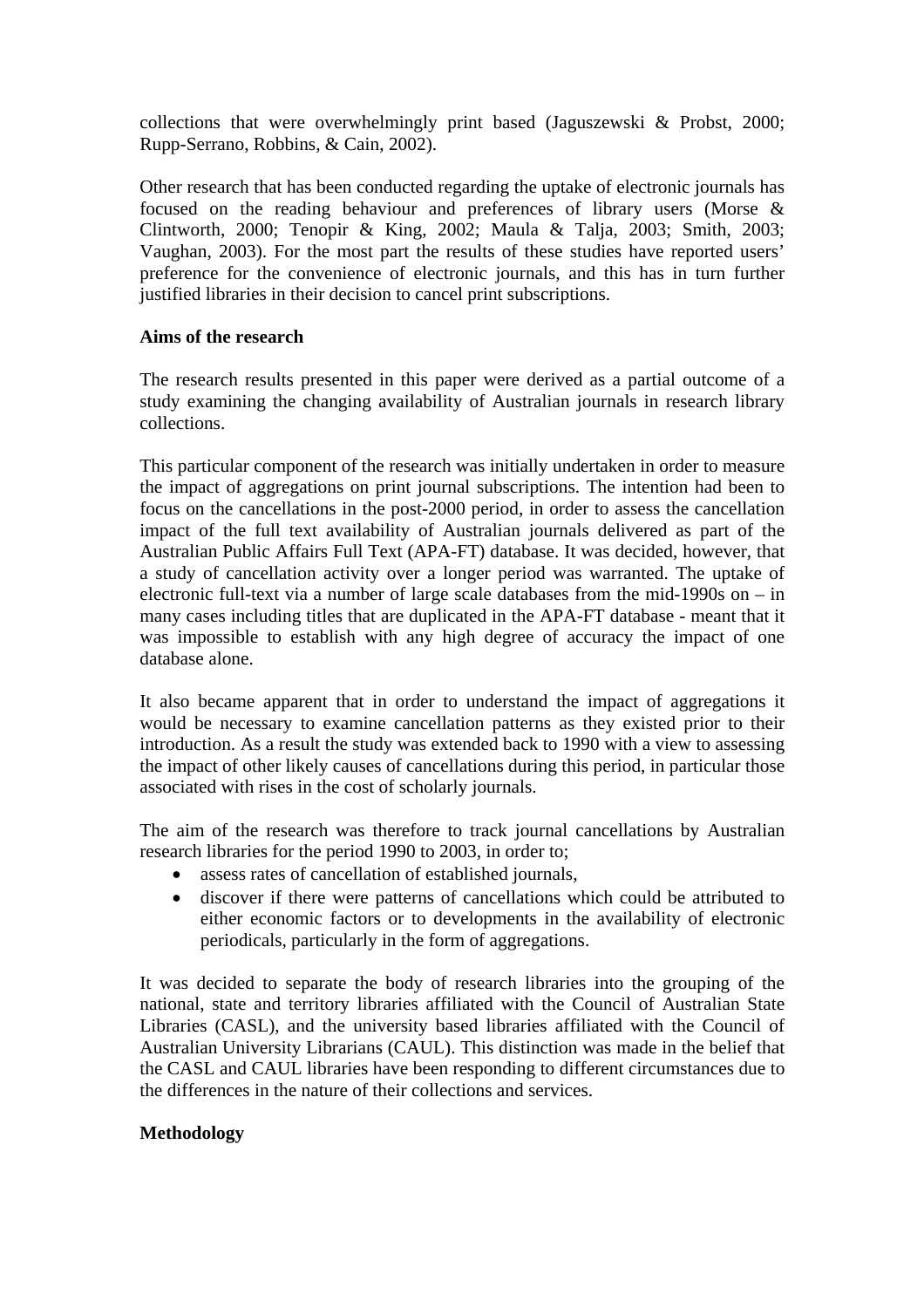collections that were overwhelmingly print based (Jaguszewski & Probst, 2000; Rupp-Serrano, Robbins, & Cain, 2002).

Other research that has been conducted regarding the uptake of electronic journals has focused on the reading behaviour and preferences of library users (Morse & Clintworth, 2000; Tenopir & King, 2002; Maula & Talja, 2003; Smith, 2003; Vaughan, 2003). For the most part the results of these studies have reported users' preference for the convenience of electronic journals, and this has in turn further justified libraries in their decision to cancel print subscriptions.

**Aims of the research**

The research results presented in this paper were derived as a partial outcome of a study examining the changing availability of Australian journals in research library collections.

This particular component of the research was initially undertaken in order to measure the impact of aggregations on print journal subscriptions. The intention had been to focus on the cancellations in the post-2000 period, in order to assess the cancellation impact of the full text availability of Australian journals delivered as part of the Australian Public Affairs Full Text (APA-FT) database. It was decided, however, that a study of cancellation activity over a longer period was warranted. The uptake of electronic full-text via a number of large scale databases from the mid-1990s on – in many cases including titles that are duplicated in the APA-FT database - meant that it was impossible to establish with any high degree of accuracy the impact of one database alone.

It also became apparent that in order to understand the impact of aggregations it would be necessary to examine cancellation patterns as they existed prior to their introduction. As a result the study was extended back to 1990 with a view to assessing the impact of other likely causes of cancellations during this period, in particular those associated with rises in the cost of scholarly journals.

The aim of the research was therefore to track journal cancellations by Australian research libraries for the period 1990 to 2003, in order to;

- assess rates of cancellation of established journals,
- discover if there were patterns of cancellations which could be attributed to either economic factors or to developments in the availability of electronic periodicals, particularly in the form of aggregations.

It was decided to separate the body of research libraries into the grouping of the national, state and territory libraries affiliated with the Council of Australian State Libraries (CASL), and the university based libraries affiliated with the Council of Australian University Librarians (CAUL). This distinction was made in the belief that the CASL and CAUL libraries have been responding to different circumstances due to the differences in the nature of their collections and services.

**Methodology**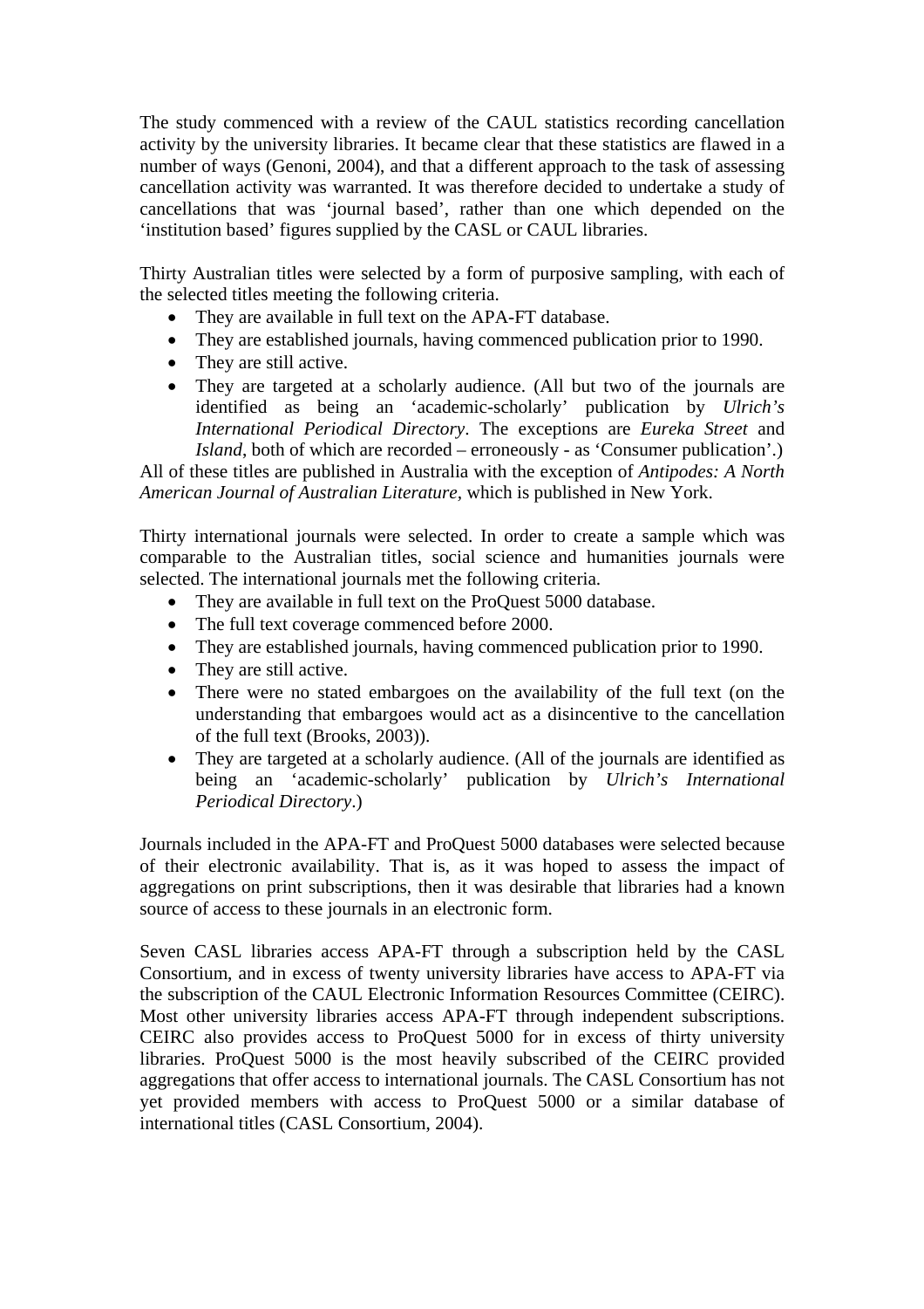The study commenced with a review of the CAUL statistics recording cancellation activity by the university libraries. It became clear that these statistics are flawed in a number of ways (Genoni, 2004), and that a different approach to the task of assessing cancellation activity was warranted. It was therefore decided to undertake a study of cancellations that was 'journal based', rather than one which depended on the 'institution based' figures supplied by the CASL or CAUL libraries.

Thirty Australian titles were selected by a form of purposive sampling, with each of the selected titles meeting the following criteria.

- They are available in full text on the APA-FT database.
- They are established journals, having commenced publication prior to 1990.
- They are still active.
- They are targeted at a scholarly audience. (All but two of the journals are identified as being an 'academic-scholarly' publication by *Ulrich's International Periodical Directory*. The exceptions are *Eureka Street* and *Island*, both of which are recorded – erroneously - as 'Consumer publication'.)

All of these titles are published in Australia with the exception of *Antipodes: A North American Journal of Australian Literature,* which is published in New York.

Thirty international journals were selected. In order to create a sample which was comparable to the Australian titles, social science and humanities journals were selected. The international journals met the following criteria.

- They are available in full text on the ProQuest 5000 database.
- The full text coverage commenced before 2000.
- They are established journals, having commenced publication prior to 1990.
- They are still active.
- There were no stated embargoes on the availability of the full text (on the understanding that embargoes would act as a disincentive to the cancellation of the full text (Brooks, 2003)).
- They are targeted at a scholarly audience. (All of the journals are identified as being an 'academic-scholarly' publication by *Ulrich's International Periodical Directory*.)

Journals included in the APA-FT and ProQuest 5000 databases were selected because of their electronic availability. That is, as it was hoped to assess the impact of aggregations on print subscriptions, then it was desirable that libraries had a known source of access to these journals in an electronic form.

Seven CASL libraries access APA-FT through a subscription held by the CASL Consortium, and in excess of twenty university libraries have access to APA-FT via the subscription of the CAUL Electronic Information Resources Committee (CEIRC). Most other university libraries access APA-FT through independent subscriptions. CEIRC also provides access to ProQuest 5000 for in excess of thirty university libraries. ProQuest 5000 is the most heavily subscribed of the CEIRC provided aggregations that offer access to international journals. The CASL Consortium has not yet provided members with access to ProQuest 5000 or a similar database of international titles (CASL Consortium, 2004).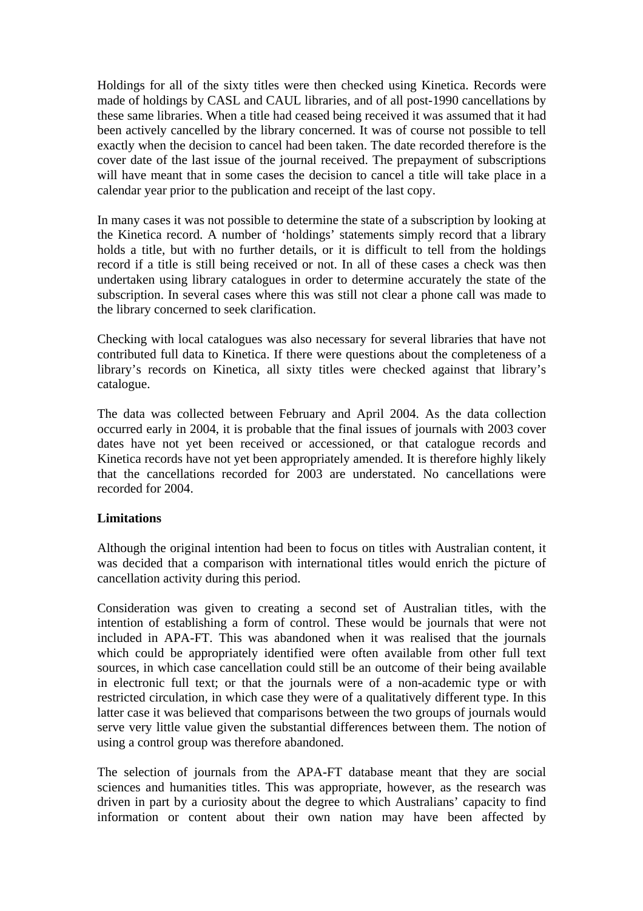Holdings for all of the sixty titles were then checked using Kinetica. Records were made of holdings by CASL and CAUL libraries, and of all post-1990 cancellations by these same libraries. When a title had ceased being received it was assumed that it had been actively cancelled by the library concerned. It was of course not possible to tell exactly when the decision to cancel had been taken. The date recorded therefore is the cover date of the last issue of the journal received. The prepayment of subscriptions will have meant that in some cases the decision to cancel a title will take place in a calendar year prior to the publication and receipt of the last copy.

In many cases it was not possible to determine the state of a subscription by looking at the Kinetica record. A number of 'holdings' statements simply record that a library holds a title, but with no further details, or it is difficult to tell from the holdings record if a title is still being received or not. In all of these cases a check was then undertaken using library catalogues in order to determine accurately the state of the subscription. In several cases where this was still not clear a phone call was made to the library concerned to seek clarification.

Checking with local catalogues was also necessary for several libraries that have not contributed full data to Kinetica. If there were questions about the completeness of a library's records on Kinetica, all sixty titles were checked against that library's catalogue.

The data was collected between February and April 2004. As the data collection occurred early in 2004, it is probable that the final issues of journals with 2003 cover dates have not yet been received or accessioned, or that catalogue records and Kinetica records have not yet been appropriately amended. It is therefore highly likely that the cancellations recorded for 2003 are understated. No cancellations were recorded for 2004.

**Limitations**

Although the original intention had been to focus on titles with Australian content, it was decided that a comparison with international titles would enrich the picture of cancellation activity during this period.

Consideration was given to creating a second set of Australian titles, with the intention of establishing a form of control. These would be journals that were not included in APA-FT. This was abandoned when it was realised that the journals which could be appropriately identified were often available from other full text sources, in which case cancellation could still be an outcome of their being available in electronic full text; or that the journals were of a non-academic type or with restricted circulation, in which case they were of a qualitatively different type. In this latter case it was believed that comparisons between the two groups of journals would serve very little value given the substantial differences between them. The notion of using a control group was therefore abandoned.

The selection of journals from the APA-FT database meant that they are social sciences and humanities titles. This was appropriate, however, as the research was driven in part by a curiosity about the degree to which Australians' capacity to find information or content about their own nation may have been affected by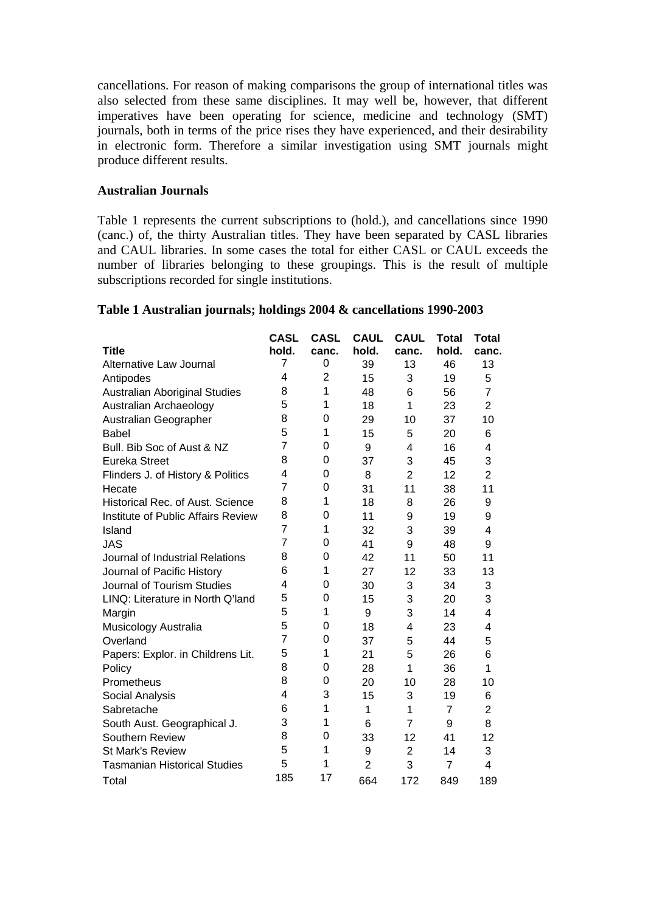cancellations. For reason of making comparisons the group of international titles was also selected from these same disciplines. It may well be, however, that different imperatives have been operating for science, medicine and technology (SMT) journals, both in terms of the price rises they have experienced, and their desirability in electronic form. Therefore a similar investigation using SMT journals might produce different results.

**Australian Journals**

Table 1 represents the current subscriptions to (hold.), and cancellations since 1990 (canc.) of, the thirty Australian titles. They have been separated by CASL libraries and CAUL libraries. In some cases the total for either CASL or CAUL exceeds the number of libraries belonging to these groupings. This is the result of multiple subscriptions recorded for single institutions.

**Table 1 Australian journals; holdings 2004 & cancellations 1990-2003**

| Title | CASL hold. | CASL canc. | CAUL hold. | CAUL canc. | Total hold. | Total canc. |
|---|---|---|---|---|---|---|
| Alternative Law Journal | 7 | 0 | 39 | 13 | 46 | 13 |
| Antipodes | 4 | 2 | 15 | 3 | 19 | 5 |
| Australian Aboriginal Studies | 8 | 1 | 48 | 6 | 56 | 7 |
| Australian Archaeology | 5 | 1 | 18 | 1 | 23 | 2 |
| Australian Geographer | 8 | 0 | 29 | 10 | 37 | 10 |
| Babel | 5 | 1 | 15 | 5 | 20 | 6 |
| Bull. Bib Soc of Aust & NZ | 7 | 0 | 9 | 4 | 16 | 4 |
| Eureka Street | 8 | 0 | 37 | 3 | 45 | 3 |
| Flinders J. of History & Politics | 4 | 0 | 8 | 2 | 12 | 2 |
| Hecate | 7 | 0 | 31 | 11 | 38 | 11 |
| Historical Rec. of Aust. Science | 8 | 1 | 18 | 8 | 26 | 9 |
| Institute of Public Affairs Review | 8 | 0 | 11 | 9 | 19 | 9 |
| Island | 7 | 1 | 32 | 3 | 39 | 4 |
| JAS | 7 | 0 | 41 | 9 | 48 | 9 |
| Journal of Industrial Relations | 8 | 0 | 42 | 11 | 50 | 11 |
| Journal of Pacific History | 6 | 1 | 27 | 12 | 33 | 13 |
| Journal of Tourism Studies | 4 | 0 | 30 | 3 | 34 | 3 |
| LINQ: Literature in North Q'land | 5 | 0 | 15 | 3 | 20 | 3 |
| Margin | 5 | 1 | 9 | 3 | 14 | 4 |
| Musicology Australia | 5 | 0 | 18 | 4 | 23 | 4 |
| Overland | 7 | 0 | 37 | 5 | 44 | 5 |
| Papers: Explor. in Childrens Lit. | 5 | 1 | 21 | 5 | 26 | 6 |
| Policy | 8 | 0 | 28 | 1 | 36 | 1 |
| Prometheus | 8 | 0 | 20 | 10 | 28 | 10 |
| Social Analysis | 4 | 3 | 15 | 3 | 19 | 6 |
| Sabretache | 6 | 1 | 1 | 1 | 7 | 2 |
| South Aust. Geographical J. | 3 | 1 | 6 | 7 | 9 | 8 |
| Southern Review | 8 | 0 | 33 | 12 | 41 | 12 |
| St Mark's Review | 5 | 1 | 9 | 2 | 14 | 3 |
| Tasmanian Historical Studies | 5 | 1 | 2 | 3 | 7 | 4 |
| Total | 185 | 17 | 664 | 172 | 849 | 189 |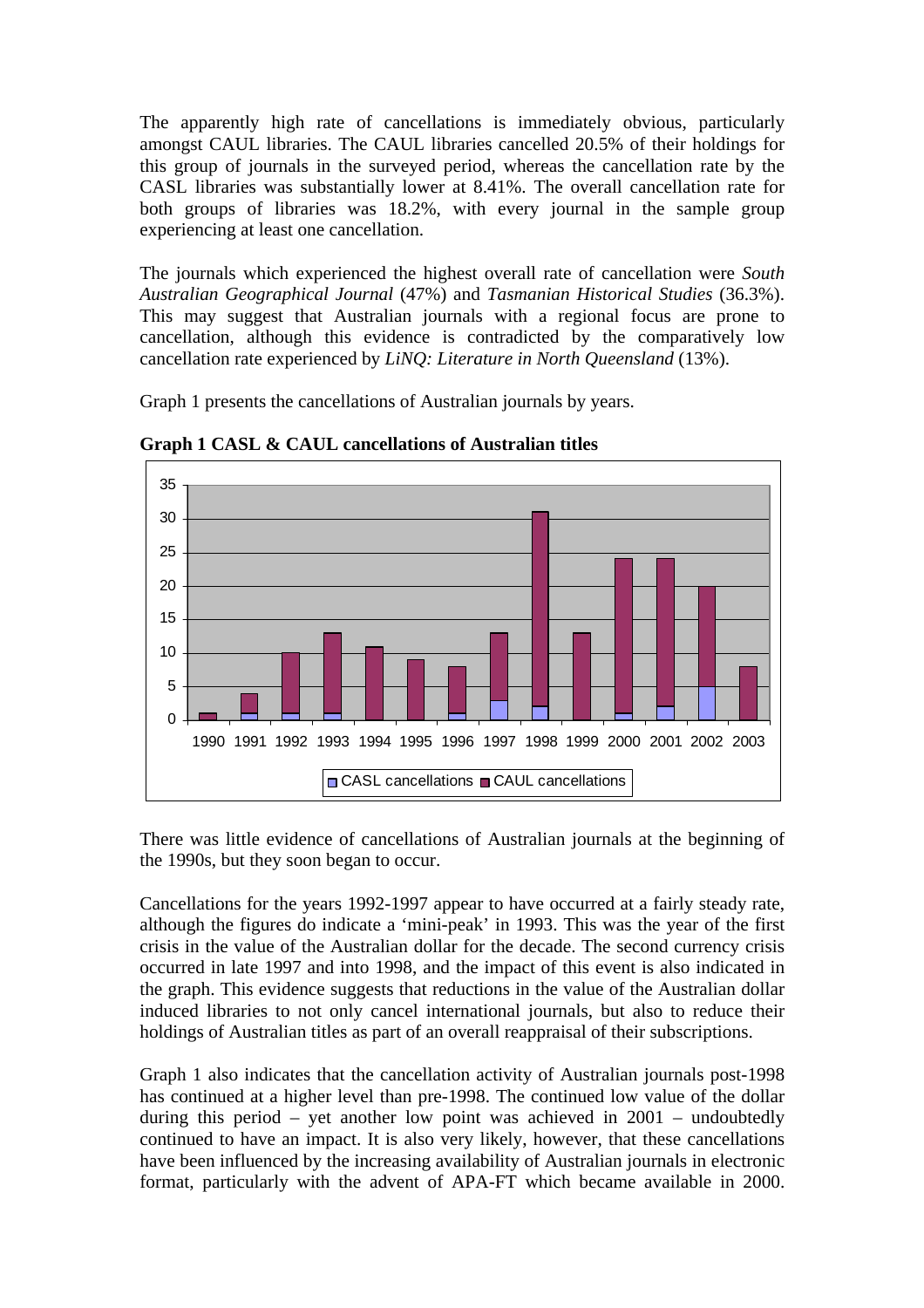The apparently high rate of cancellations is immediately obvious, particularly amongst CAUL libraries. The CAUL libraries cancelled 20.5% of their holdings for this group of journals in the surveyed period, whereas the cancellation rate by the CASL libraries was substantially lower at 8.41%. The overall cancellation rate for both groups of libraries was 18.2%, with every journal in the sample group experiencing at least one cancellation.

The journals which experienced the highest overall rate of cancellation were *South Australian Geographical Journal* (47%) and *Tasmanian Historical Studies* (36.3%). This may suggest that Australian journals with a regional focus are prone to cancellation, although this evidence is contradicted by the comparatively low cancellation rate experienced by *LiNQ: Literature in North Queensland* (13%).

Graph 1 presents the cancellations of Australian journals by years.

**Graph 1 CASL & CAUL cancellations of Australian titles**

There was little evidence of cancellations of Australian journals at the beginning of the 1990s, but they soon began to occur.

Cancellations for the years 1992-1997 appear to have occurred at a fairly steady rate, although the figures do indicate a 'mini-peak' in 1993. This was the year of the first crisis in the value of the Australian dollar for the decade. The second currency crisis occurred in late 1997 and into 1998, and the impact of this event is also indicated in the graph. This evidence suggests that reductions in the value of the Australian dollar induced libraries to not only cancel international journals, but also to reduce their holdings of Australian titles as part of an overall reappraisal of their subscriptions.

Graph 1 also indicates that the cancellation activity of Australian journals post-1998 has continued at a higher level than pre-1998. The continued low value of the dollar during this period – yet another low point was achieved in 2001 – undoubtedly continued to have an impact. It is also very likely, however, that these cancellations have been influenced by the increasing availability of Australian journals in electronic format, particularly with the advent of APA-FT which became available in 2000.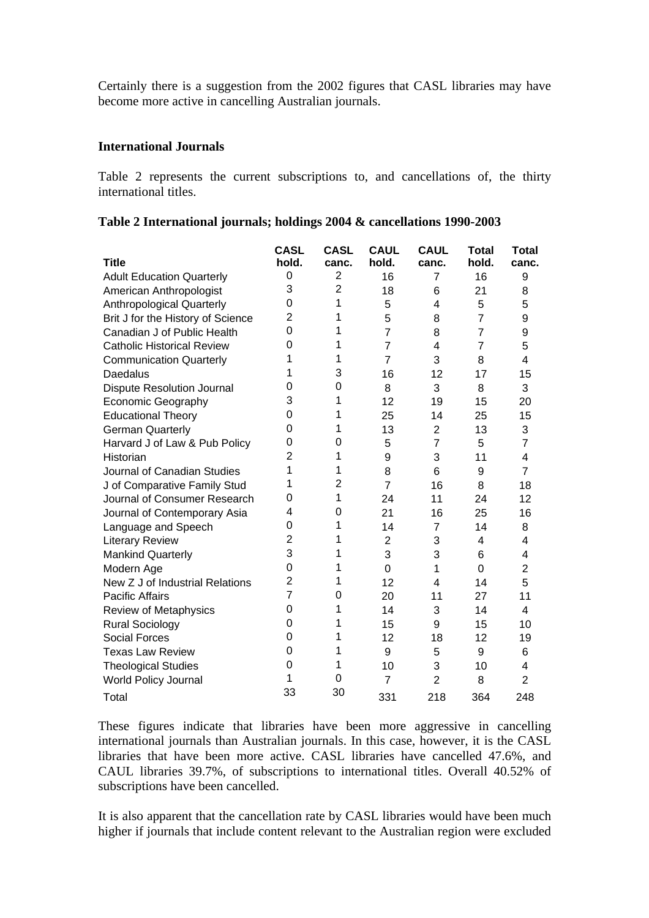Certainly there is a suggestion from the 2002 figures that CASL libraries may have become more active in cancelling Australian journals.

### International Journals

Table 2 represents the current subscriptions to, and cancellations of, the thirty international titles.

**Table 2 International journals; holdings 2004 & cancellations 1990-2003**

| Title | CASL hold. | CASL canc. | CAUL hold. | CAUL canc. | Total hold. | Total canc. |
|---|---|---|---|---|---|---|
| Adult Education Quarterly | 0 | 2 | 16 | 7 | 16 | 9 |
| American Anthropologist | 3 | 2 | 18 | 6 | 21 | 8 |
| Anthropological Quarterly | 0 | 1 | 5 | 4 | 5 | 5 |
| Brit J for the History of Science | 2 | 1 | 5 | 8 | 7 | 9 |
| Canadian J of Public Health | 0 | 1 | 7 | 8 | 7 | 9 |
| Catholic Historical Review | 0 | 1 | 7 | 4 | 7 | 5 |
| Communication Quarterly | 1 | 1 | 7 | 3 | 8 | 4 |
| Daedalus | 1 | 3 | 16 | 12 | 17 | 15 |
| Dispute Resolution Journal | 0 | 0 | 8 | 3 | 8 | 3 |
| Economic Geography | 3 | 1 | 12 | 19 | 15 | 20 |
| Educational Theory | 0 | 1 | 25 | 14 | 25 | 15 |
| German Quarterly | 0 | 1 | 13 | 2 | 13 | 3 |
| Harvard J of Law & Pub Policy | 0 | 0 | 5 | 7 | 5 | 7 |
| Historian | 2 | 1 | 9 | 3 | 11 | 4 |
| Journal of Canadian Studies | 1 | 1 | 8 | 6 | 9 | 7 |
| J of Comparative Family Stud | 1 | 2 | 7 | 16 | 8 | 18 |
| Journal of Consumer Research | 0 | 1 | 24 | 11 | 24 | 12 |
| Journal of Contemporary Asia | 4 | 0 | 21 | 16 | 25 | 16 |
| Language and Speech | 0 | 1 | 14 | 7 | 14 | 8 |
| Literary Review | 2 | 1 | 2 | 3 | 4 | 4 |
| Mankind Quarterly | 3 | 1 | 3 | 3 | 6 | 4 |
| Modern Age | 0 | 1 | 0 | 1 | 0 | 2 |
| New Z J of Industrial Relations | 2 | 1 | 12 | 4 | 14 | 5 |
| Pacific Affairs | 7 | 0 | 20 | 11 | 27 | 11 |
| Review of Metaphysics | 0 | 1 | 14 | 3 | 14 | 4 |
| Rural Sociology | 0 | 1 | 15 | 9 | 15 | 10 |
| Social Forces | 0 | 1 | 12 | 18 | 12 | 19 |
| Texas Law Review | 0 | 1 | 9 | 5 | 9 | 6 |
| Theological Studies | 0 | 1 | 10 | 3 | 10 | 4 |
| World Policy Journal | 1 | 0 | 7 | 2 | 8 | 2 |
| Total | 33 | 30 | 331 | 218 | 364 | 248 |

These figures indicate that libraries have been more aggressive in cancelling international journals than Australian journals. In this case, however, it is the CASL libraries that have been more active. CASL libraries have cancelled 47.6%, and CAUL libraries 39.7%, of subscriptions to international titles. Overall 40.52% of subscriptions have been cancelled.

It is also apparent that the cancellation rate by CASL libraries would have been much higher if journals that include content relevant to the Australian region were excluded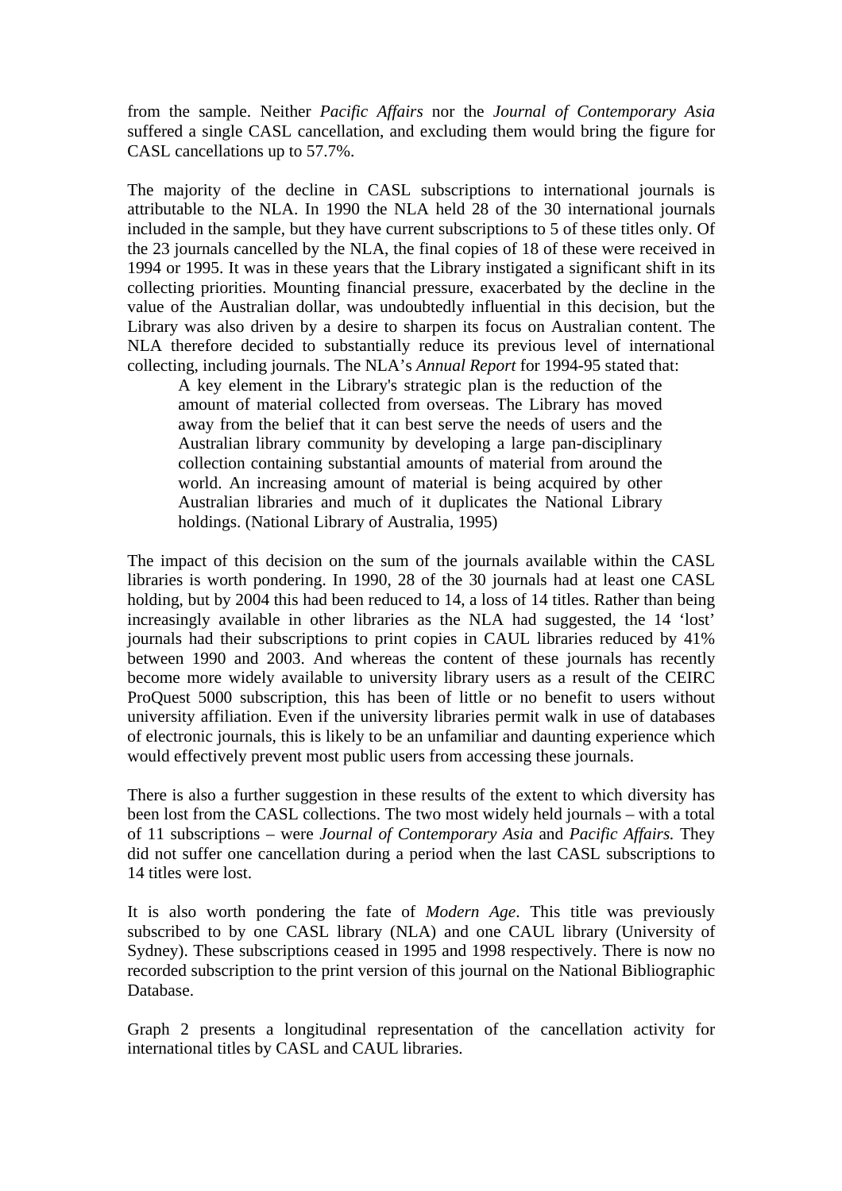from the sample. Neither *Pacific Affairs* nor the *Journal of Contemporary Asia* suffered a single CASL cancellation, and excluding them would bring the figure for CASL cancellations up to 57.7%.

The majority of the decline in CASL subscriptions to international journals is attributable to the NLA. In 1990 the NLA held 28 of the 30 international journals included in the sample, but they have current subscriptions to 5 of these titles only. Of the 23 journals cancelled by the NLA, the final copies of 18 of these were received in 1994 or 1995. It was in these years that the Library instigated a significant shift in its collecting priorities. Mounting financial pressure, exacerbated by the decline in the value of the Australian dollar, was undoubtedly influential in this decision, but the Library was also driven by a desire to sharpen its focus on Australian content. The NLA therefore decided to substantially reduce its previous level of international collecting, including journals. The NLA's *Annual Report* for 1994-95 stated that:

> A key element in the Library's strategic plan is the reduction of the amount of material collected from overseas. The Library has moved away from the belief that it can best serve the needs of users and the Australian library community by developing a large pan-disciplinary collection containing substantial amounts of material from around the world. An increasing amount of material is being acquired by other Australian libraries and much of it duplicates the National Library holdings. (National Library of Australia, 1995)

The impact of this decision on the sum of the journals available within the CASL libraries is worth pondering. In 1990, 28 of the 30 journals had at least one CASL holding, but by 2004 this had been reduced to 14, a loss of 14 titles. Rather than being increasingly available in other libraries as the NLA had suggested, the 14 'lost' journals had their subscriptions to print copies in CAUL libraries reduced by 41% between 1990 and 2003. And whereas the content of these journals has recently become more widely available to university library users as a result of the CEIRC ProQuest 5000 subscription, this has been of little or no benefit to users without university affiliation. Even if the university libraries permit walk in use of databases of electronic journals, this is likely to be an unfamiliar and daunting experience which would effectively prevent most public users from accessing these journals.

There is also a further suggestion in these results of the extent to which diversity has been lost from the CASL collections. The two most widely held journals – with a total of 11 subscriptions – were *Journal of Contemporary Asia* and *Pacific Affairs.* They did not suffer one cancellation during a period when the last CASL subscriptions to 14 titles were lost.

It is also worth pondering the fate of *Modern Age*. This title was previously subscribed to by one CASL library (NLA) and one CAUL library (University of Sydney). These subscriptions ceased in 1995 and 1998 respectively. There is now no recorded subscription to the print version of this journal on the National Bibliographic Database.

Graph 2 presents a longitudinal representation of the cancellation activity for international titles by CASL and CAUL libraries.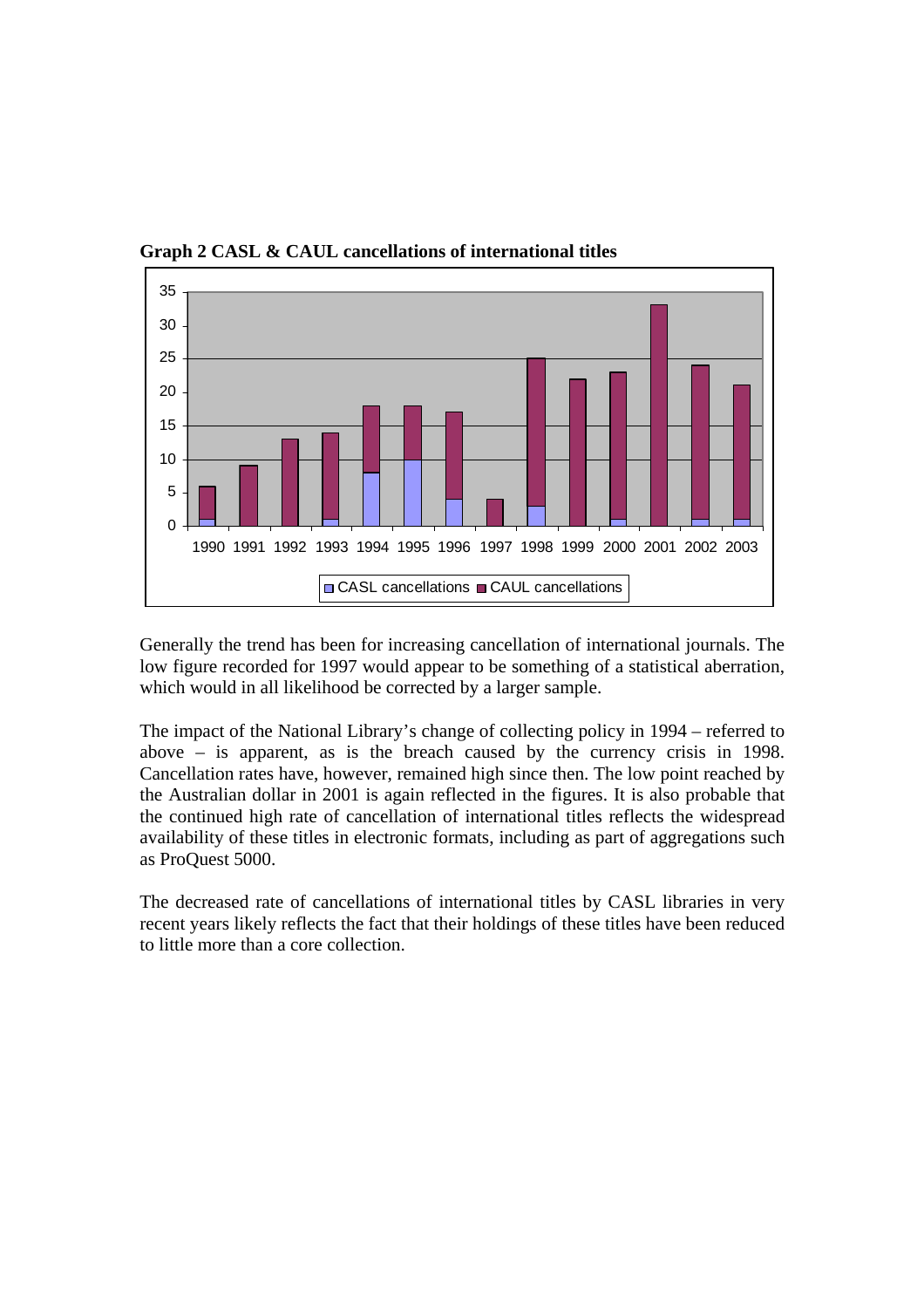**Graph 2 CASL & CAUL cancellations of international titles**

Generally the trend has been for increasing cancellation of international journals. The low figure recorded for 1997 would appear to be something of a statistical aberration, which would in all likelihood be corrected by a larger sample.

The impact of the National Library's change of collecting policy in 1994 – referred to above – is apparent, as is the breach caused by the currency crisis in 1998. Cancellation rates have, however, remained high since then. The low point reached by the Australian dollar in 2001 is again reflected in the figures. It is also probable that the continued high rate of cancellation of international titles reflects the widespread availability of these titles in electronic formats, including as part of aggregations such as ProQuest 5000.

The decreased rate of cancellations of international titles by CASL libraries in very recent years likely reflects the fact that their holdings of these titles have been reduced to little more than a core collection.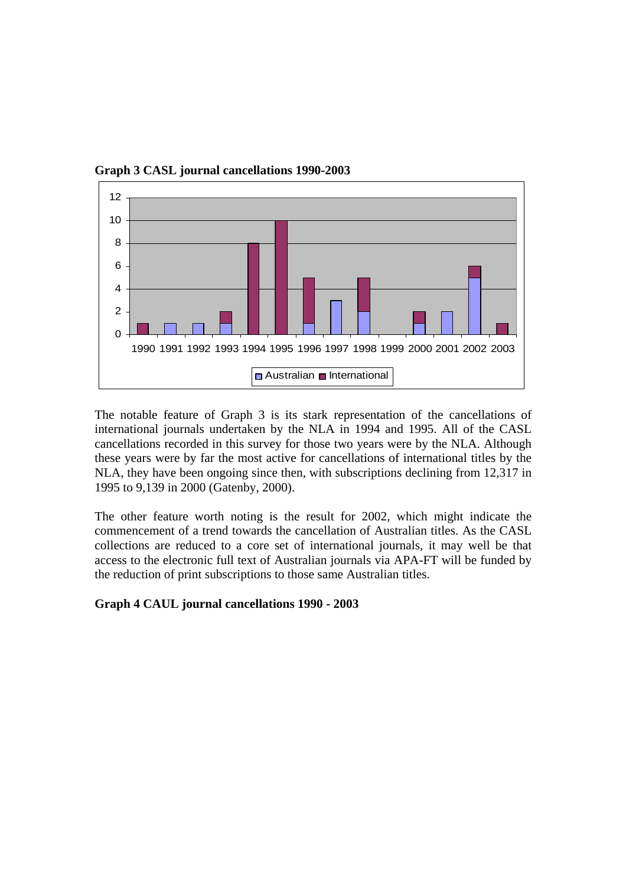**Graph 3 CASL journal cancellations 1990-2003**

The notable feature of Graph 3 is its stark representation of the cancellations of international journals undertaken by the NLA in 1994 and 1995. All of the CASL cancellations recorded in this survey for those two years were by the NLA. Although these years were by far the most active for cancellations of international titles by the NLA, they have been ongoing since then, with subscriptions declining from 12,317 in 1995 to 9,139 in 2000 (Gatenby, 2000).

The other feature worth noting is the result for 2002, which might indicate the commencement of a trend towards the cancellation of Australian titles. As the CASL collections are reduced to a core set of international journals, it may well be that access to the electronic full text of Australian journals via APA-FT will be funded by the reduction of print subscriptions to those same Australian titles.

**Graph 4 CAUL journal cancellations 1990 - 2003**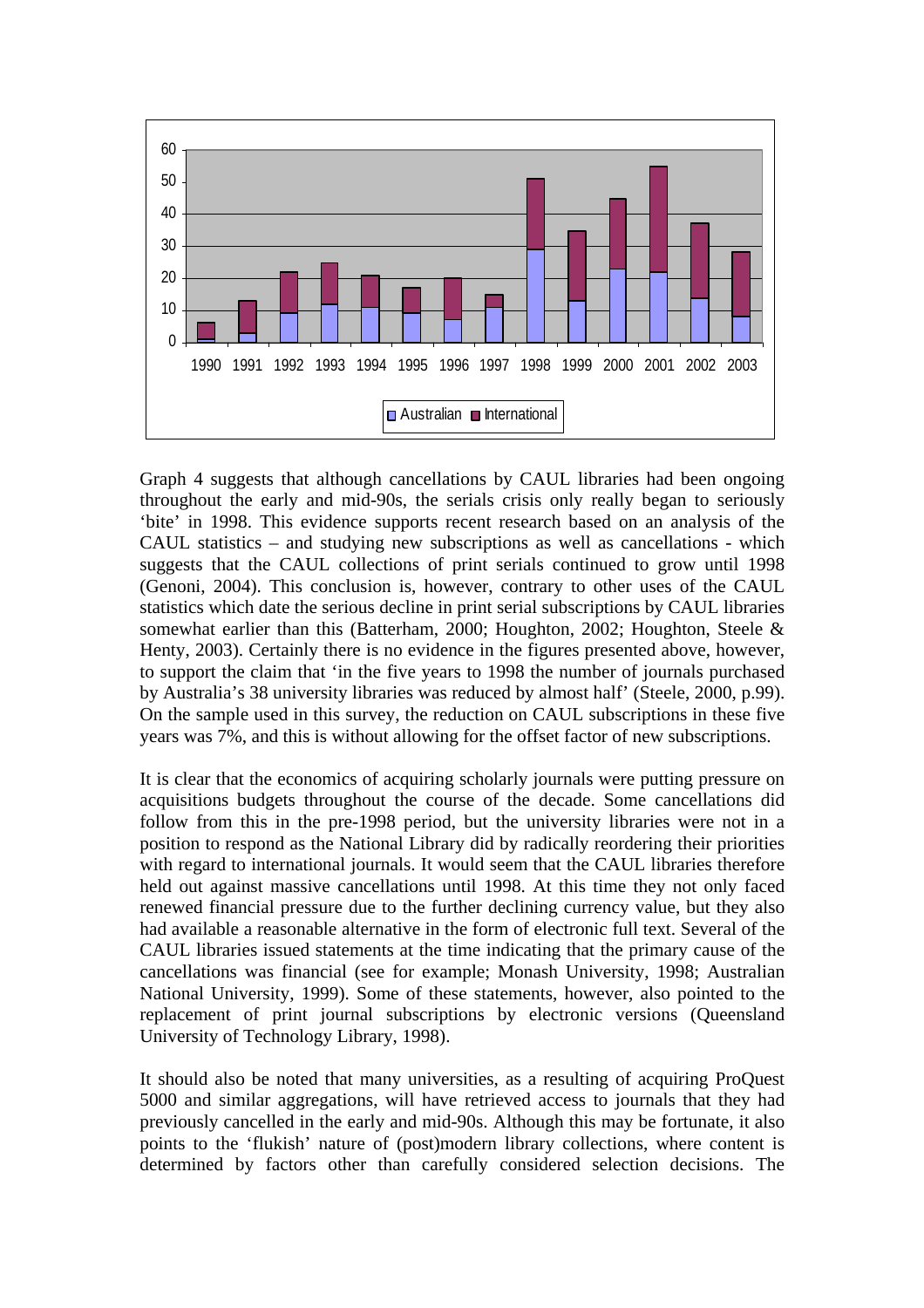Graph 4 suggests that although cancellations by CAUL libraries had been ongoing throughout the early and mid-90s, the serials crisis only really began to seriously 'bite' in 1998. This evidence supports recent research based on an analysis of the CAUL statistics – and studying new subscriptions as well as cancellations - which suggests that the CAUL collections of print serials continued to grow until 1998 (Genoni, 2004). This conclusion is, however, contrary to other uses of the CAUL statistics which date the serious decline in print serial subscriptions by CAUL libraries somewhat earlier than this (Batterham, 2000; Houghton, 2002; Houghton, Steele & Henty, 2003). Certainly there is no evidence in the figures presented above, however, to support the claim that 'in the five years to 1998 the number of journals purchased by Australia's 38 university libraries was reduced by almost half' (Steele, 2000, p.99). On the sample used in this survey, the reduction on CAUL subscriptions in these five years was 7%, and this is without allowing for the offset factor of new subscriptions.

It is clear that the economics of acquiring scholarly journals were putting pressure on acquisitions budgets throughout the course of the decade. Some cancellations did follow from this in the pre-1998 period, but the university libraries were not in a position to respond as the National Library did by radically reordering their priorities with regard to international journals. It would seem that the CAUL libraries therefore held out against massive cancellations until 1998. At this time they not only faced renewed financial pressure due to the further declining currency value, but they also had available a reasonable alternative in the form of electronic full text. Several of the CAUL libraries issued statements at the time indicating that the primary cause of the cancellations was financial (see for example; Monash University, 1998; Australian National University, 1999). Some of these statements, however, also pointed to the replacement of print journal subscriptions by electronic versions (Queensland University of Technology Library, 1998).

It should also be noted that many universities, as a resulting of acquiring ProQuest 5000 and similar aggregations, will have retrieved access to journals that they had previously cancelled in the early and mid-90s. Although this may be fortunate, it also points to the 'flukish' nature of (post)modern library collections, where content is determined by factors other than carefully considered selection decisions. The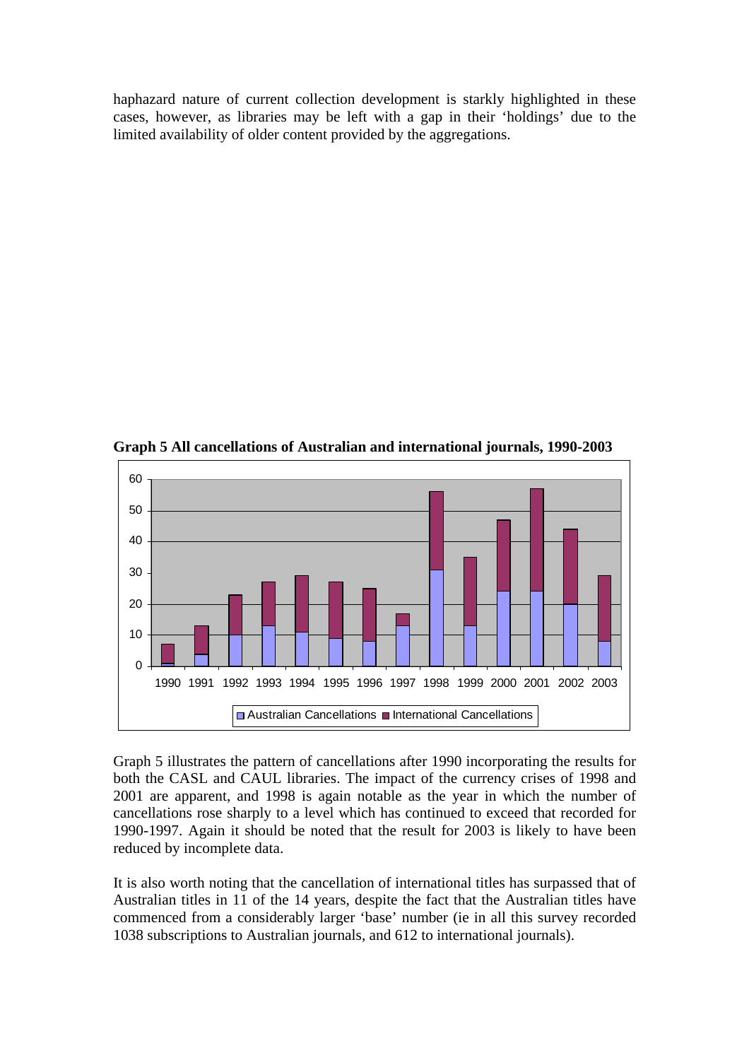haphazard nature of current collection development is starkly highlighted in these cases, however, as libraries may be left with a gap in their 'holdings' due to the limited availability of older content provided by the aggregations.

**Graph 5 All cancellations of Australian and international journals, 1990-2003**

Graph 5 illustrates the pattern of cancellations after 1990 incorporating the results for both the CASL and CAUL libraries. The impact of the currency crises of 1998 and 2001 are apparent, and 1998 is again notable as the year in which the number of cancellations rose sharply to a level which has continued to exceed that recorded for 1990-1997. Again it should be noted that the result for 2003 is likely to have been reduced by incomplete data.

It is also worth noting that the cancellation of international titles has surpassed that of Australian titles in 11 of the 14 years, despite the fact that the Australian titles have commenced from a considerably larger 'base' number (ie in all this survey recorded 1038 subscriptions to Australian journals, and 612 to international journals).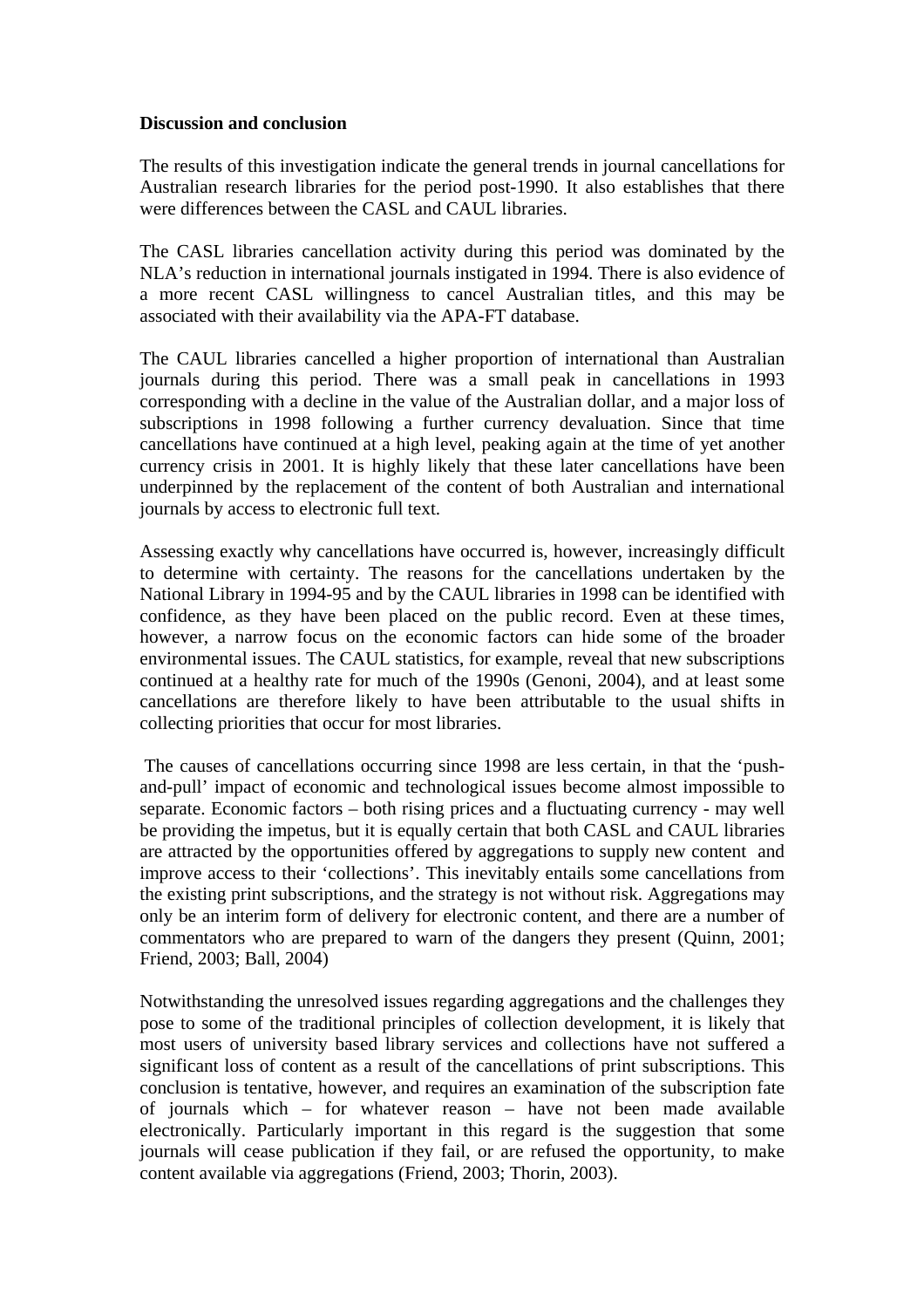**Discussion and conclusion**

The results of this investigation indicate the general trends in journal cancellations for Australian research libraries for the period post-1990. It also establishes that there were differences between the CASL and CAUL libraries.

The CASL libraries cancellation activity during this period was dominated by the NLA's reduction in international journals instigated in 1994. There is also evidence of a more recent CASL willingness to cancel Australian titles, and this may be associated with their availability via the APA-FT database.

The CAUL libraries cancelled a higher proportion of international than Australian journals during this period. There was a small peak in cancellations in 1993 corresponding with a decline in the value of the Australian dollar, and a major loss of subscriptions in 1998 following a further currency devaluation. Since that time cancellations have continued at a high level, peaking again at the time of yet another currency crisis in 2001. It is highly likely that these later cancellations have been underpinned by the replacement of the content of both Australian and international journals by access to electronic full text.

Assessing exactly why cancellations have occurred is, however, increasingly difficult to determine with certainty. The reasons for the cancellations undertaken by the National Library in 1994-95 and by the CAUL libraries in 1998 can be identified with confidence, as they have been placed on the public record. Even at these times, however, a narrow focus on the economic factors can hide some of the broader environmental issues. The CAUL statistics, for example, reveal that new subscriptions continued at a healthy rate for much of the 1990s (Genoni, 2004), and at least some cancellations are therefore likely to have been attributable to the usual shifts in collecting priorities that occur for most libraries.

The causes of cancellations occurring since 1998 are less certain, in that the 'push-and-pull' impact of economic and technological issues become almost impossible to separate. Economic factors – both rising prices and a fluctuating currency - may well be providing the impetus, but it is equally certain that both CASL and CAUL libraries are attracted by the opportunities offered by aggregations to supply new content and improve access to their 'collections'. This inevitably entails some cancellations from the existing print subscriptions, and the strategy is not without risk. Aggregations may only be an interim form of delivery for electronic content, and there are a number of commentators who are prepared to warn of the dangers they present (Quinn, 2001; Friend, 2003; Ball, 2004)

Notwithstanding the unresolved issues regarding aggregations and the challenges they pose to some of the traditional principles of collection development, it is likely that most users of university based library services and collections have not suffered a significant loss of content as a result of the cancellations of print subscriptions. This conclusion is tentative, however, and requires an examination of the subscription fate of journals which – for whatever reason – have not been made available electronically. Particularly important in this regard is the suggestion that some journals will cease publication if they fail, or are refused the opportunity, to make content available via aggregations (Friend, 2003; Thorin, 2003).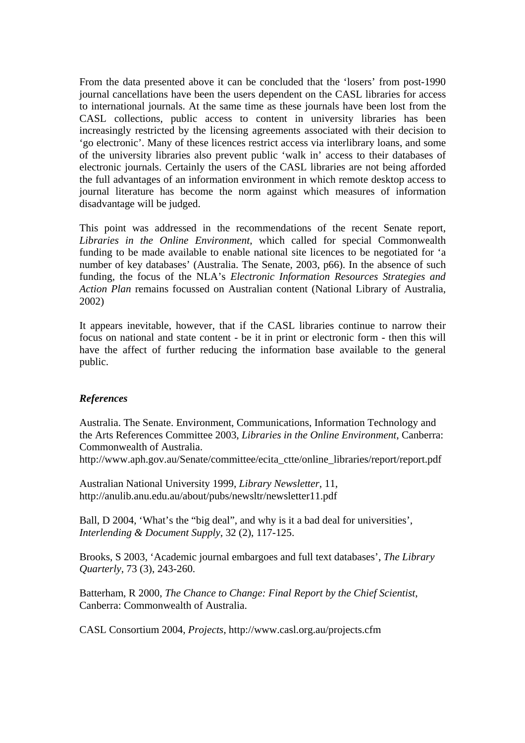From the data presented above it can be concluded that the 'losers' from post-1990 journal cancellations have been the users dependent on the CASL libraries for access to international journals. At the same time as these journals have been lost from the CASL collections, public access to content in university libraries has been increasingly restricted by the licensing agreements associated with their decision to 'go electronic'. Many of these licences restrict access via interlibrary loans, and some of the university libraries also prevent public 'walk in' access to their databases of electronic journals. Certainly the users of the CASL libraries are not being afforded the full advantages of an information environment in which remote desktop access to journal literature has become the norm against which measures of information disadvantage will be judged.

This point was addressed in the recommendations of the recent Senate report, *Libraries in the Online Environment*, which called for special Commonwealth funding to be made available to enable national site licences to be negotiated for 'a number of key databases' (Australia. The Senate, 2003, p66). In the absence of such funding, the focus of the NLA's *Electronic Information Resources Strategies and Action Plan* remains focussed on Australian content (National Library of Australia, 2002)

It appears inevitable, however, that if the CASL libraries continue to narrow their focus on national and state content - be it in print or electronic form - then this will have the affect of further reducing the information base available to the general public.

### *References*

Australia. The Senate. Environment, Communications, Information Technology and the Arts References Committee 2003, *Libraries in the Online Environment*, Canberra: Commonwealth of Australia. http://www.aph.gov.au/Senate/committee/ecita_ctte/online_libraries/report/report.pdf

Australian National University 1999, *Library Newsletter*, 11, http://anulib.anu.edu.au/about/pubs/newsltr/newsletter11.pdf

Ball, D 2004, 'What's the "big deal", and why is it a bad deal for universities', *Interlending & Document Supply*, 32 (2), 117-125.

Brooks, S 2003, 'Academic journal embargoes and full text databases', *The Library Quarterly*, 73 (3), 243-260.

Batterham, R 2000, *The Chance to Change: Final Report by the Chief Scientist*, Canberra: Commonwealth of Australia.

CASL Consortium 2004, *Projects*, http://www.casl.org.au/projects.cfm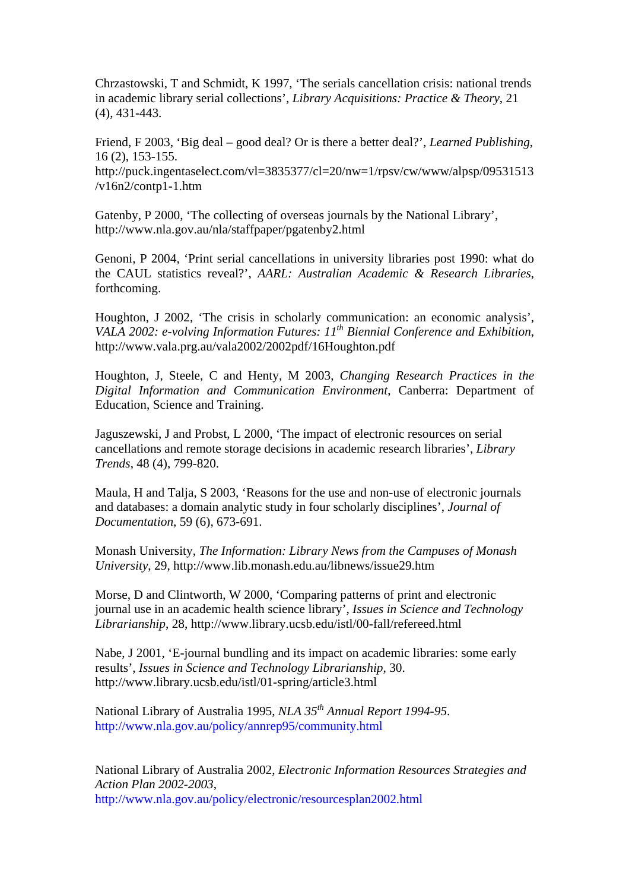Chrzastowski, T and Schmidt, K 1997, ‘The serials cancellation crisis: national trends in academic library serial collections’, *Library Acquisitions: Practice & Theory*, 21 (4), 431-443.

Friend, F 2003, ‘Big deal – good deal? Or is there a better deal?’, *Learned Publishing*, 16 (2), 153-155. http://puck.ingentaselect.com/vl=3835377/cl=20/nw=1/rpsv/cw/www/alpsp/09531513/v16n2/contp1-1.htm

Gatenby, P 2000, ‘The collecting of overseas journals by the National Library’, http://www.nla.gov.au/nla/staffpaper/pgatenby2.html

Genoni, P 2004, ‘Print serial cancellations in university libraries post 1990: what do the CAUL statistics reveal?’, *AARL: Australian Academic & Research Libraries*, forthcoming.

Houghton, J 2002, ‘The crisis in scholarly communication: an economic analysis’, *VALA 2002: e-volving Information Futures: 11th Biennial Conference and Exhibition*, http://www.vala.prg.au/vala2002/2002pdf/16Houghton.pdf

Houghton, J, Steele, C and Henty, M 2003, *Changing Research Practices in the Digital Information and Communication Environment*, Canberra: Department of Education, Science and Training.

Jaguszewski, J and Probst, L 2000, ‘The impact of electronic resources on serial cancellations and remote storage decisions in academic research libraries’, *Library Trends*, 48 (4), 799-820.

Maula, H and Talja, S 2003, ‘Reasons for the use and non-use of electronic journals and databases: a domain analytic study in four scholarly disciplines’, *Journal of Documentation*, 59 (6), 673-691.

Monash University, *The Information: Library News from the Campuses of Monash University*, 29, http://www.lib.monash.edu.au/libnews/issue29.htm

Morse, D and Clintworth, W 2000, ‘Comparing patterns of print and electronic journal use in an academic health science library’, *Issues in Science and Technology Librarianship*, 28, http://www.library.ucsb.edu/istl/00-fall/refereed.html

Nabe, J 2001, ‘E-journal bundling and its impact on academic libraries: some early results’, *Issues in Science and Technology Librarianship*, 30. http://www.library.ucsb.edu/istl/01-spring/article3.html

National Library of Australia 1995, *NLA 35th Annual Report 1994-95*. http://www.nla.gov.au/policy/annrep95/community.html

National Library of Australia 2002, *Electronic Information Resources Strategies and Action Plan 2002-2003*, http://www.nla.gov.au/policy/electronic/resourcesplan2002.html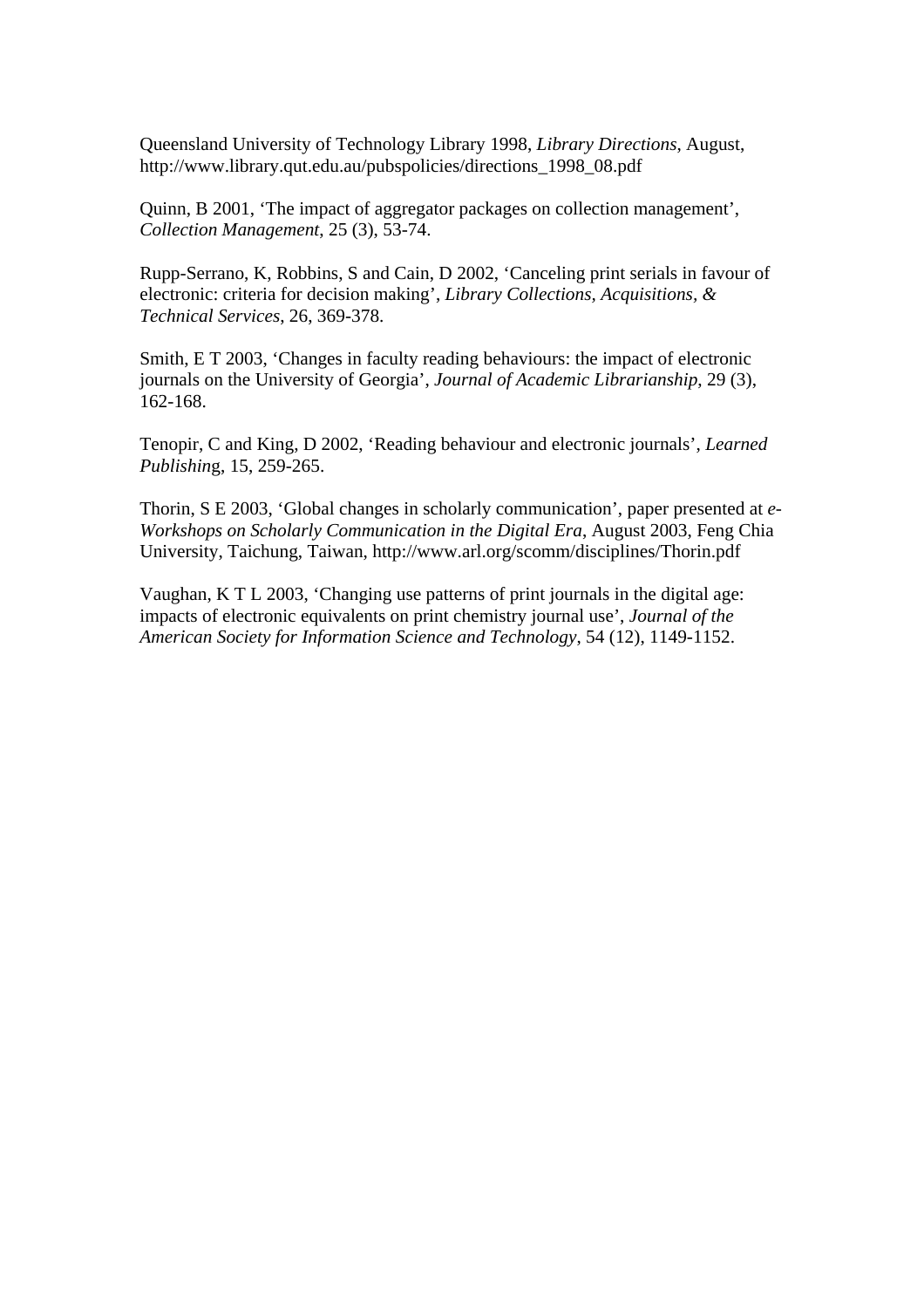Queensland University of Technology Library 1998, *Library Directions*, August, http://www.library.qut.edu.au/pubspolicies/directions_1998_08.pdf

Quinn, B 2001, 'The impact of aggregator packages on collection management', *Collection Management*, 25 (3), 53-74.

Rupp-Serrano, K, Robbins, S and Cain, D 2002, 'Canceling print serials in favour of electronic: criteria for decision making', *Library Collections, Acquisitions, & Technical Services*, 26, 369-378.

Smith, E T 2003, 'Changes in faculty reading behaviours: the impact of electronic journals on the University of Georgia', *Journal of Academic Librarianship*, 29 (3), 162-168.

Tenopir, C and King, D 2002, 'Reading behaviour and electronic journals', *Learned Publishin*g, 15, 259-265.

Thorin, S E 2003, 'Global changes in scholarly communication', paper presented at *e-Workshops on Scholarly Communication in the Digital Era*, August 2003, Feng Chia University, Taichung, Taiwan, http://www.arl.org/scomm/disciplines/Thorin.pdf

Vaughan, K T L 2003, 'Changing use patterns of print journals in the digital age: impacts of electronic equivalents on print chemistry journal use', *Journal of the American Society for Information Science and Technology*, 54 (12), 1149-1152.